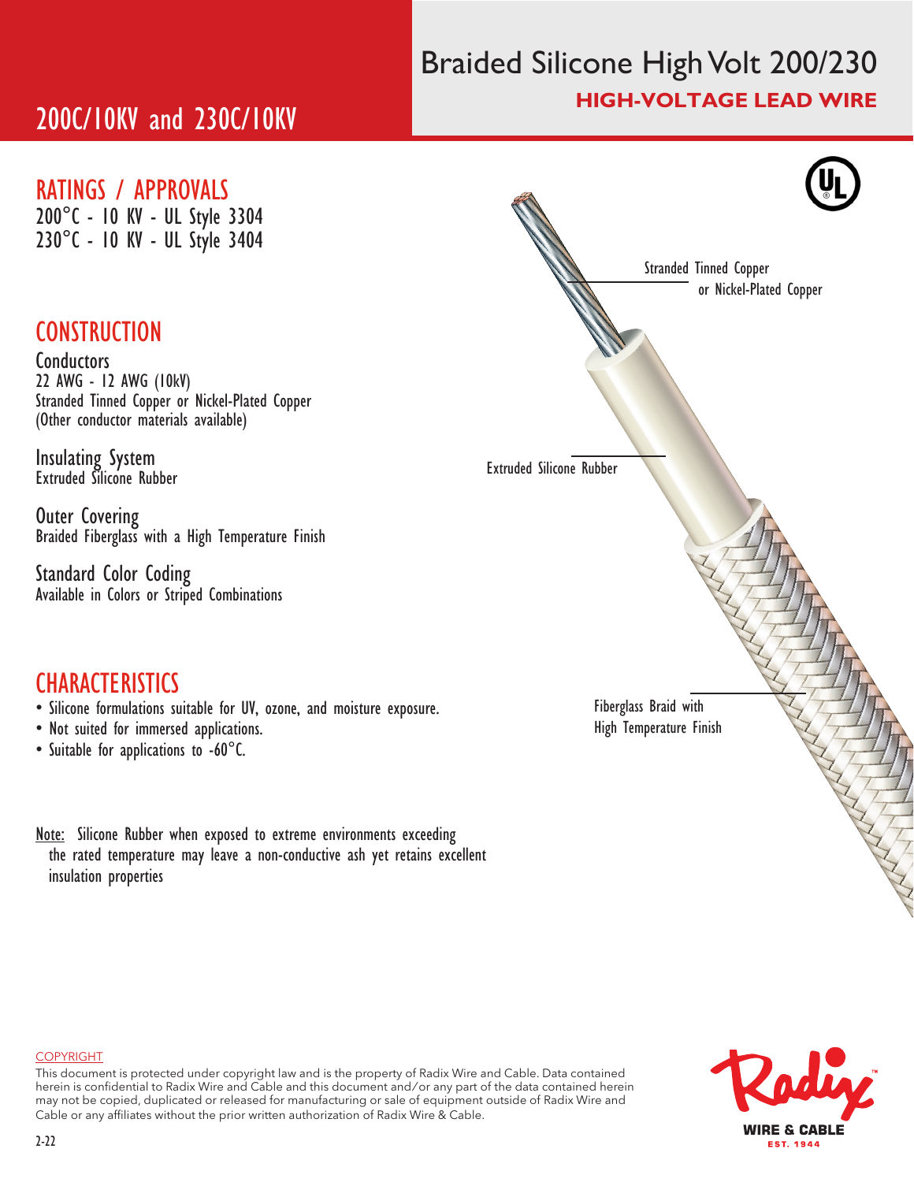# Braided Silicone High Volt 200/230

**HIGH-VOLTAGE LEAD WIRE**

## 200C/10KV and 230C/10KV

## RATINGS / APPROVALS

200°C - 10 KV - UL Style 3304
230°C - 10 KV - UL Style 3404

## CONSTRUCTION

### Conductors

22 AWG - 12 AWG (10kV)
Stranded Tinned Copper or Nickel-Plated Copper
(Other conductor materials available)

### Insulating System

Extruded Silicone Rubber

### Outer Covering

Braided Fiberglass with a High Temperature Finish

### Standard Color Coding

Available in Colors or Striped Combinations

## CHARACTERISTICS

- Silicone formulations suitable for UV, ozone, and moisture exposure.
- Not suited for immersed applications.
- Suitable for applications to -60°C.

Note: Silicone Rubber when exposed to extreme environments exceeding the rated temperature may leave a non-conductive ash yet retains excellent insulation properties

Stranded Tinned Copper or Nickel-Plated Copper

Extruded Silicone Rubber

Fiberglass Braid with High Temperature Finish

COPYRIGHT

This document is protected under copyright law and is the property of Radix Wire and Cable. Data contained herein is confidential to Radix Wire and Cable and this document and/or any part of the data contained herein may not be copied, duplicated or released for manufacturing or sale of equipment outside of Radix Wire and Cable or any affiliates without the prior written authorization of Radix Wire & Cable.

Radix WIRE & CABLE EST. 1944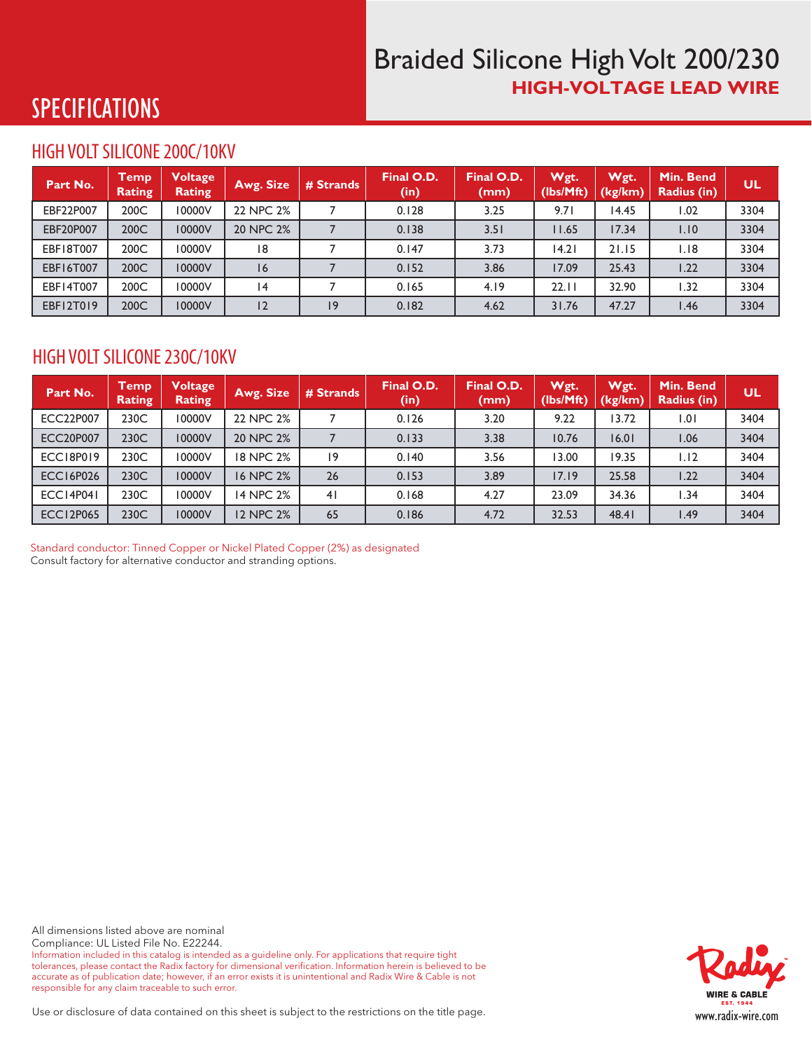# SPECIFICATIONS

## Braided Silicone High Volt 200/230

**HIGH-VOLTAGE LEAD WIRE**

## HIGH VOLT SILICONE 200C/10KV

| Part No. | Temp Rating | Voltage Rating | Awg. Size | # Strands | Final O.D. (in) | Final O.D. (mm) | Wgt. (lbs/Mft) | Wgt. (kg/km) | Min. Bend Radius (in) | UL |
|---|---|---|---|---|---|---|---|---|---|---|
| EBF22P007 | 200C | 10000V | 22 NPC 2% | 7 | 0.128 | 3.25 | 9.71 | 14.45 | 1.02 | 3304 |
| EBF20P007 | 200C | 10000V | 20 NPC 2% | 7 | 0.138 | 3.51 | 11.65 | 17.34 | 1.10 | 3304 |
| EBF18T007 | 200C | 10000V | 18 | 7 | 0.147 | 3.73 | 14.21 | 21.15 | 1.18 | 3304 |
| EBF16T007 | 200C | 10000V | 16 | 7 | 0.152 | 3.86 | 17.09 | 25.43 | 1.22 | 3304 |
| EBF14T007 | 200C | 10000V | 14 | 7 | 0.165 | 4.19 | 22.11 | 32.90 | 1.32 | 3304 |
| EBF12T019 | 200C | 10000V | 12 | 19 | 0.182 | 4.62 | 31.76 | 47.27 | 1.46 | 3304 |

## HIGH VOLT SILICONE 230C/10KV

| Part No. | Temp Rating | Voltage Rating | Awg. Size | # Strands | Final O.D. (in) | Final O.D. (mm) | Wgt. (lbs/Mft) | Wgt. (kg/km) | Min. Bend Radius (in) | UL |
|---|---|---|---|---|---|---|---|---|---|---|
| ECC22P007 | 230C | 10000V | 22 NPC 2% | 7 | 0.126 | 3.20 | 9.22 | 13.72 | 1.01 | 3404 |
| ECC20P007 | 230C | 10000V | 20 NPC 2% | 7 | 0.133 | 3.38 | 10.76 | 16.01 | 1.06 | 3404 |
| ECC18P019 | 230C | 10000V | 18 NPC 2% | 19 | 0.140 | 3.56 | 13.00 | 19.35 | 1.12 | 3404 |
| ECC16P026 | 230C | 10000V | 16 NPC 2% | 26 | 0.153 | 3.89 | 17.19 | 25.58 | 1.22 | 3404 |
| ECC14P041 | 230C | 10000V | 14 NPC 2% | 41 | 0.168 | 4.27 | 23.09 | 34.36 | 1.34 | 3404 |
| ECC12P065 | 230C | 10000V | 12 NPC 2% | 65 | 0.186 | 4.72 | 32.53 | 48.41 | 1.49 | 3404 |

Standard conductor: Tinned Copper or Nickel Plated Copper (2%) as designated
Consult factory for alternative conductor and stranding options.

All dimensions listed above are nominal
Compliance: UL Listed File No. E22244.
Information included in this catalog is intended as a guideline only. For applications that require tight tolerances, please contact the Radix factory for dimensional verification. Information herein is believed to be accurate as of publication date; however, if an error exists it is unintentional and Radix Wire & Cable is not responsible for any claim traceable to such error.

Use or disclosure of data contained on this sheet is subject to the restrictions on the title page.

Radix WIRE & CABLE EST. 1944
www.radix-wire.com